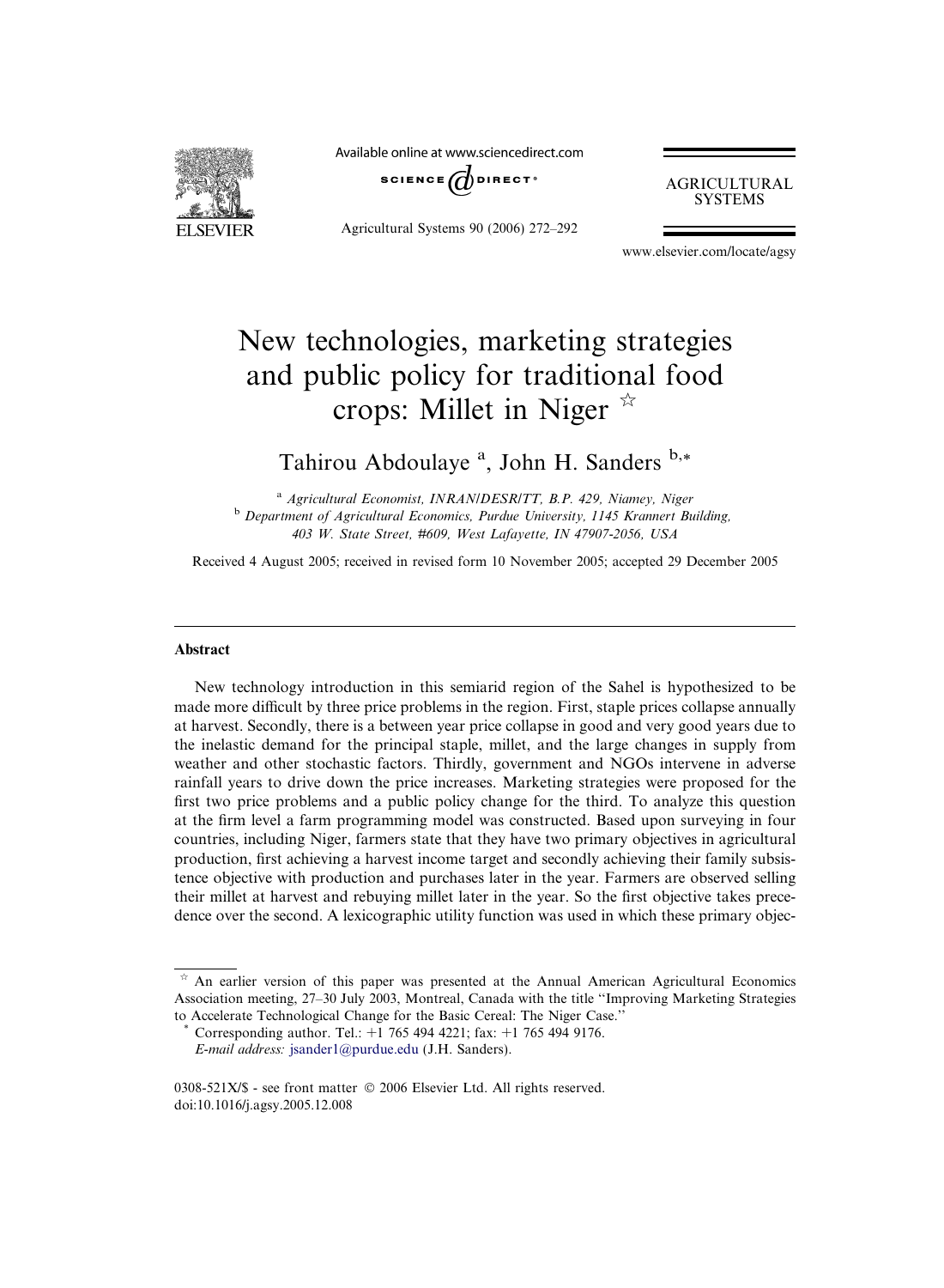# New technologies, marketing strategies and public policy for traditional food crops: Millet in Niger ☆

Tahirou Abdoulaye [a], John H. Sanders [b,*]

[a] *Agricultural Economist, INRAN/DESR/TT, B.P. 429, Niamey, Niger*

[b] *Department of Agricultural Economics, Purdue University, 1145 Krannert Building, 403 W. State Street, #609, West Lafayette, IN 47907-2056, USA*

Received 4 August 2005; received in revised form 10 November 2005; accepted 29 December 2005

---

## Abstract

New technology introduction in this semiarid region of the Sahel is hypothesized to be made more difficult by three price problems in the region. First, staple prices collapse annually at harvest. Secondly, there is a between year price collapse in good and very good years due to the inelastic demand for the principal staple, millet, and the large changes in supply from weather and other stochastic factors. Thirdly, government and NGOs intervene in adverse rainfall years to drive down the price increases. Marketing strategies were proposed for the first two price problems and a public policy change for the third. To analyze this question at the firm level a farm programming model was constructed. Based upon surveying in four countries, including Niger, farmers state that they have two primary objectives in agricultural production, first achieving a harvest income target and secondly achieving their family subsistence objective with production and purchases later in the year. Farmers are observed selling their millet at harvest and rebuying millet later in the year. So the first objective takes precedence over the second. A lexicographic utility function was used in which these primary objec-

---

☆ An earlier version of this paper was presented at the Annual American Agricultural Economics Association meeting, 27–30 July 2003, Montreal, Canada with the title "Improving Marketing Strategies to Accelerate Technological Change for the Basic Cereal: The Niger Case."

\* Corresponding author. Tel.: +1 765 494 4221; fax: +1 765 494 9176.
*E-mail address:* jsander1@purdue.edu (J.H. Sanders).

0308-521X/$ - see front matter © 2006 Elsevier Ltd. All rights reserved.
doi:10.1016/j.agsy.2005.12.008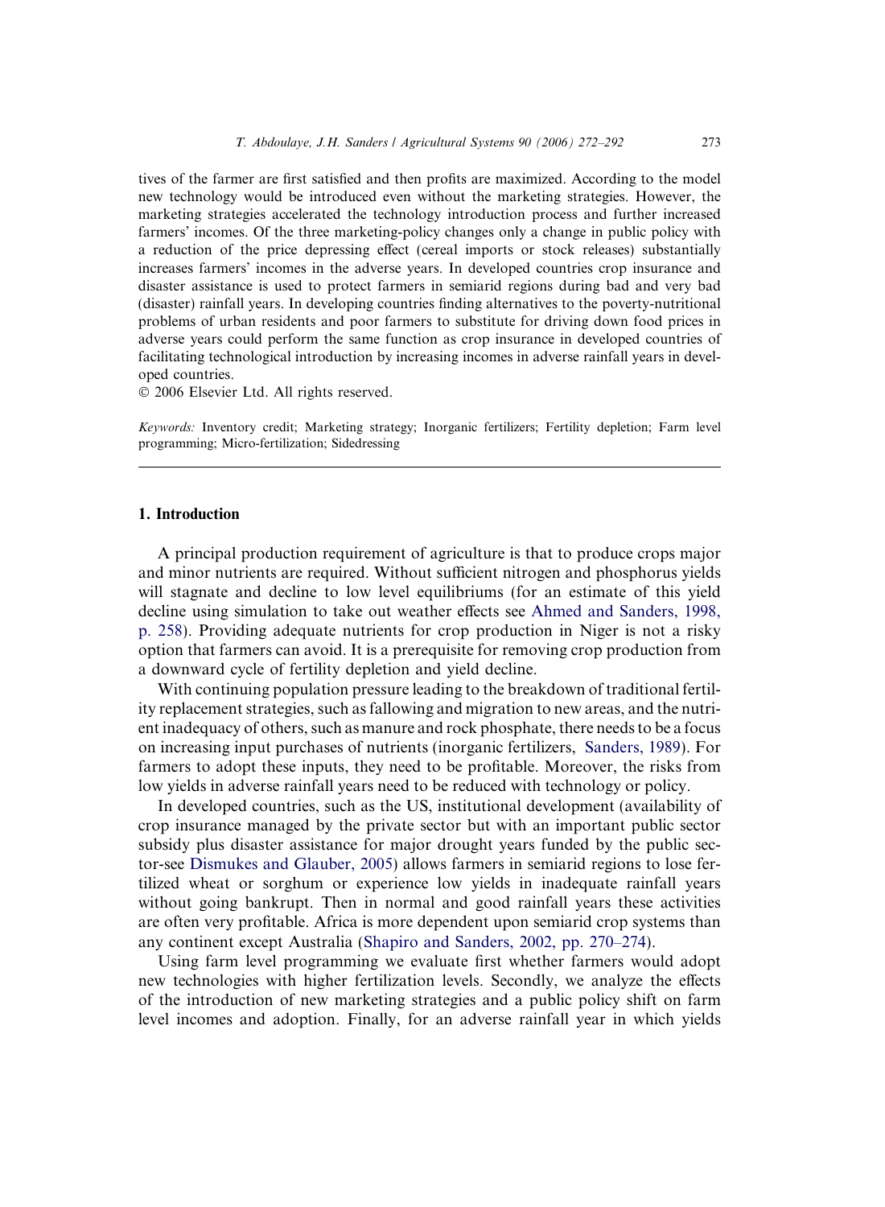tives of the farmer are first satisfied and then profits are maximized. According to the model new technology would be introduced even without the marketing strategies. However, the marketing strategies accelerated the technology introduction process and further increased farmers' incomes. Of the three marketing-policy changes only a change in public policy with a reduction of the price depressing effect (cereal imports or stock releases) substantially increases farmers' incomes in the adverse years. In developed countries crop insurance and disaster assistance is used to protect farmers in semiarid regions during bad and very bad (disaster) rainfall years. In developing countries finding alternatives to the poverty-nutritional problems of urban residents and poor farmers to substitute for driving down food prices in adverse years could perform the same function as crop insurance in developed countries of facilitating technological introduction by increasing incomes in adverse rainfall years in developed countries.

© 2006 Elsevier Ltd. All rights reserved.

*Keywords:* Inventory credit; Marketing strategy; Inorganic fertilizers; Fertility depletion; Farm level programming; Micro-fertilization; Sidedressing

## 1. Introduction

A principal production requirement of agriculture is that to produce crops major and minor nutrients are required. Without sufficient nitrogen and phosphorus yields will stagnate and decline to low level equilibriums (for an estimate of this yield decline using simulation to take out weather effects see Ahmed and Sanders, 1998, p. 258). Providing adequate nutrients for crop production in Niger is not a risky option that farmers can avoid. It is a prerequisite for removing crop production from a downward cycle of fertility depletion and yield decline.

With continuing population pressure leading to the breakdown of traditional fertility replacement strategies, such as fallowing and migration to new areas, and the nutrient inadequacy of others, such as manure and rock phosphate, there needs to be a focus on increasing input purchases of nutrients (inorganic fertilizers, Sanders, 1989). For farmers to adopt these inputs, they need to be profitable. Moreover, the risks from low yields in adverse rainfall years need to be reduced with technology or policy.

In developed countries, such as the US, institutional development (availability of crop insurance managed by the private sector but with an important public sector subsidy plus disaster assistance for major drought years funded by the public sector-see Dismukes and Glauber, 2005) allows farmers in semiarid regions to lose fertilized wheat or sorghum or experience low yields in inadequate rainfall years without going bankrupt. Then in normal and good rainfall years these activities are often very profitable. Africa is more dependent upon semiarid crop systems than any continent except Australia (Shapiro and Sanders, 2002, pp. 270–274).

Using farm level programming we evaluate first whether farmers would adopt new technologies with higher fertilization levels. Secondly, we analyze the effects of the introduction of new marketing strategies and a public policy shift on farm level incomes and adoption. Finally, for an adverse rainfall year in which yields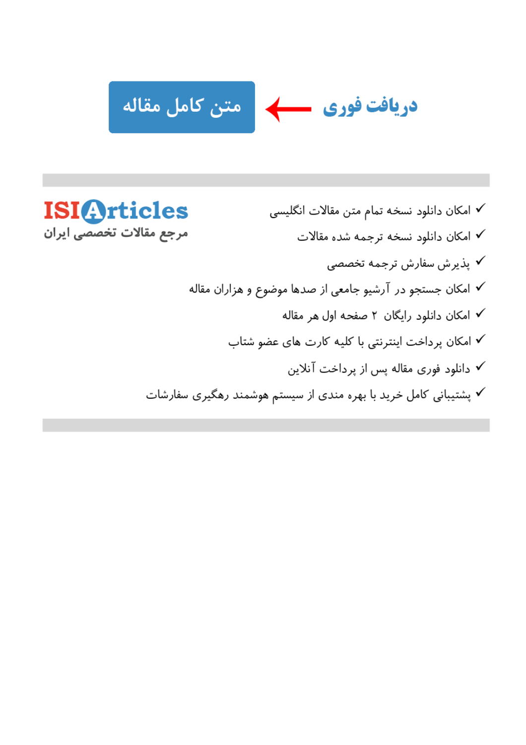دریافت فوری ← متن کامل مقاله

**ISIArticles**
مرجع مقالات تخصصی ایران

- ✓ امکان دانلود نسخه تمام متن مقالات انگلیسی
- ✓ امکان دانلود نسخه ترجمه شده مقالات
- ✓ پذیرش سفارش ترجمه تخصصی
- ✓ امکان جستجو در آرشیو جامعی از صدها موضوع و هزاران مقاله
- ✓ امکان دانلود رایگان ۲ صفحه اول هر مقاله
- ✓ امکان پرداخت اینترنتی با کلیه کارت های عضو شتاب
- ✓ دانلود فوری مقاله پس از پرداخت آنلاین
- ✓ پشتیبانی کامل خرید با بهره مندی از سیستم هوشمند رهگیری سفارشات